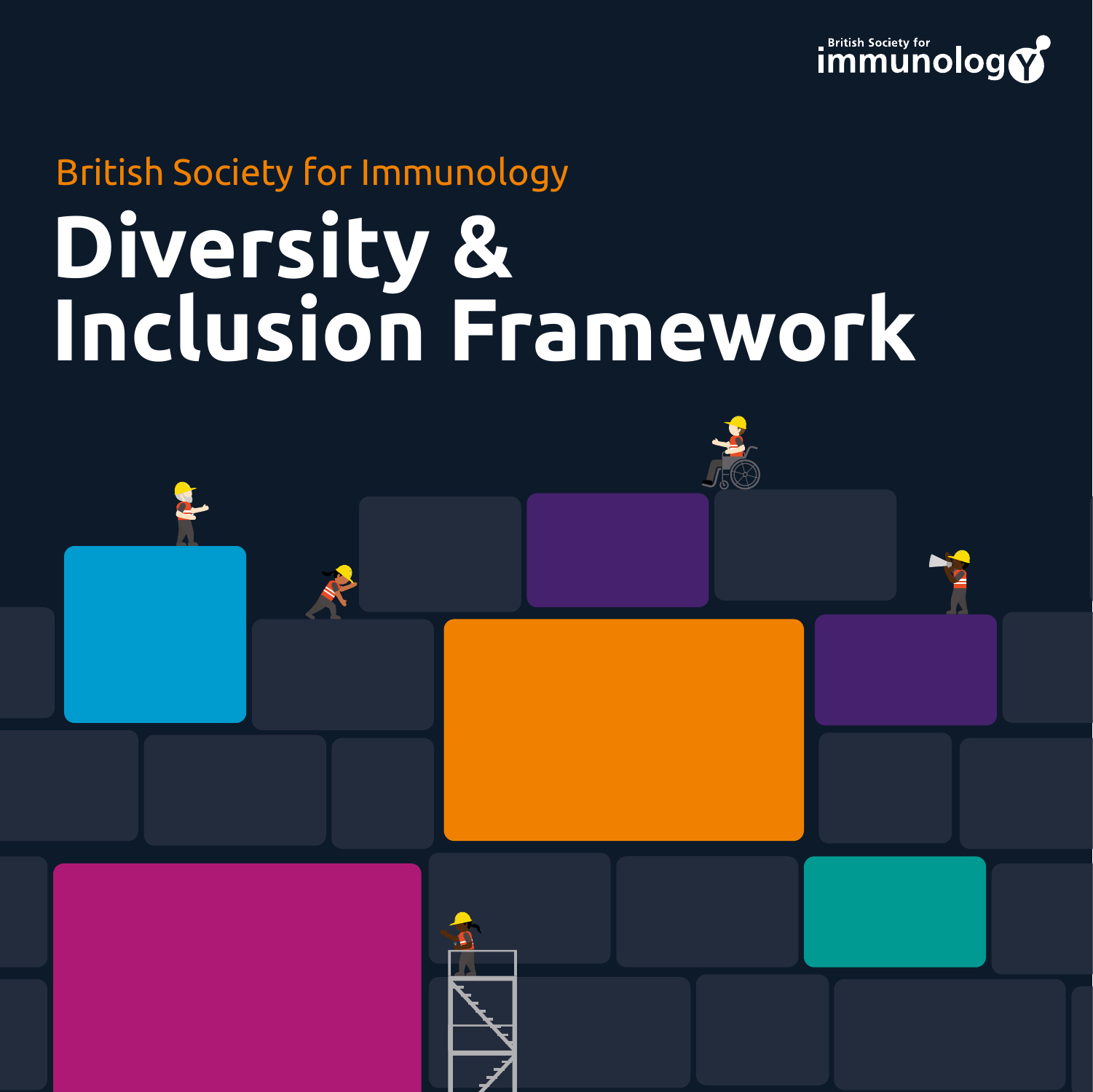British Society for immunology

British Society for Immunology

# Diversity & Inclusion Framework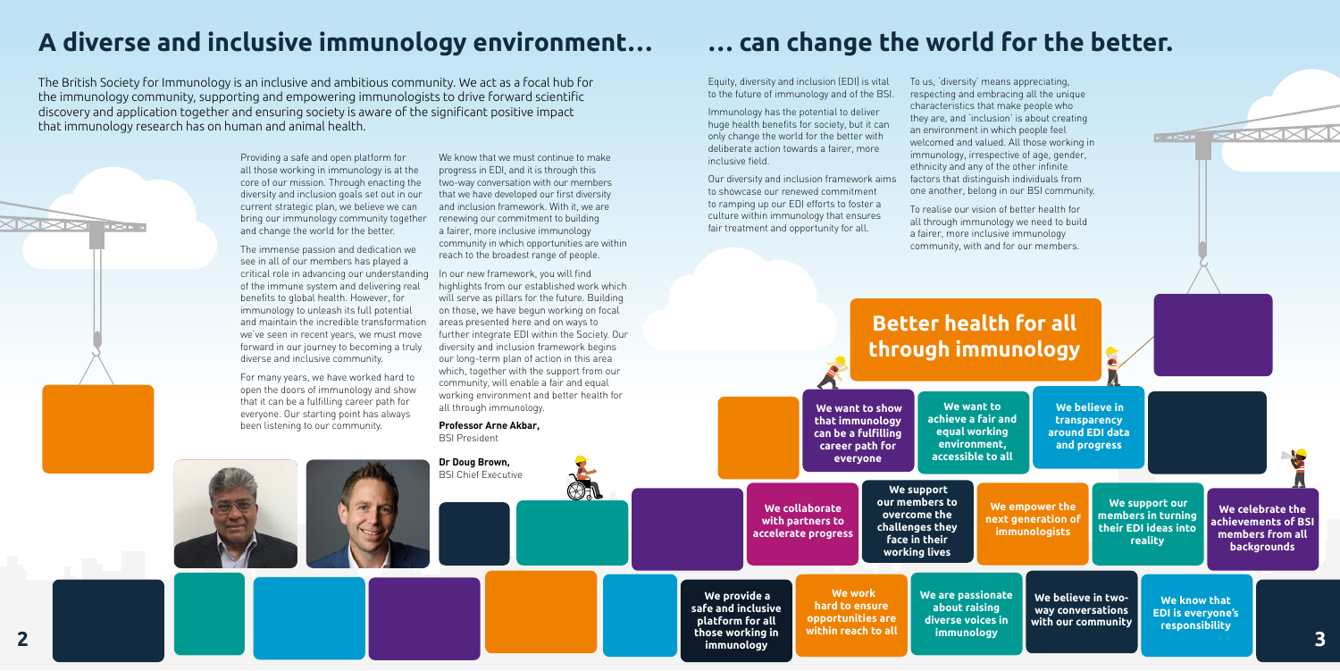# A diverse and inclusive immunology environment… … can change the world for the better.

The British Society for Immunology is an inclusive and ambitious community. We act as a focal hub for the immunology community, supporting and empowering immunologists to drive forward scientific discovery and application together and ensuring society is aware of the significant positive impact that immunology research has on human and animal health.

Providing a safe and open platform for all those working in immunology is at the core of our mission. Through enacting the diversity and inclusion goals set out in our current strategic plan, we believe we can bring our immunology community together and change the world for the better.

The immense passion and dedication we see in all of our members has played a critical role in advancing our understanding of the immune system and delivering real benefits to global health. However, for immunology to unleash its full potential and maintain the incredible transformation we've seen in recent years, we must move forward in our journey to becoming a truly diverse and inclusive community.

For many years, we have worked hard to open the doors of immunology and show that it can be a fulfilling career path for everyone. Our starting point has always been listening to our community.

We know that we must continue to make progress in EDI, and it is through this two-way conversation with our members that we have developed our first diversity and inclusion framework. With it, we are renewing our commitment to building a fairer, more inclusive immunology community in which opportunities are within reach to the broadest range of people.

In our new framework, you will find highlights from our established work which will serve as pillars for the future. Building on those, we have begun working on focal areas presented here and on ways to further integrate EDI within the Society. Our diversity and inclusion framework begins our long-term plan of action in this area which, together with the support from our community, will enable a fair and equal working environment and better health for all through immunology.

**Professor Arne Akbar,**
BSI President

**Dr Doug Brown,**
BSI Chief Executive

Equity, diversity and inclusion (EDI) is vital to the future of immunology and of the BSI.

Immunology has the potential to deliver huge health benefits for society, but it can only change the world for the better with deliberate action towards a fairer, more inclusive field.

Our diversity and inclusion framework aims to showcase our renewed commitment to ramping up our EDI efforts to foster a culture within immunology that ensures fair treatment and opportunity for all.

To us, 'diversity' means appreciating, respecting and embracing all the unique characteristics that make people who they are, and 'inclusion' is about creating an environment in which people feel welcomed and valued. All those working in immunology, irrespective of age, gender, ethnicity and any of the other infinite factors that distinguish individuals from one another, belong in our BSI community.

To realise our vision of better health for all through immunology we need to build a fairer, more inclusive immunology community, with and for our members.

## Better health for all through immunology

- We want to show that immunology can be a fulfilling career path for everyone
- We want to achieve a fair and equal working environment, accessible to all
- We believe in transparency around EDI data and progress
- We collaborate with partners to accelerate progress
- We support our members to overcome the challenges they face in their working lives
- We empower the next generation of immunologists
- We support our members in turning their EDI ideas into reality
- We celebrate the achievements of BSI members from all backgrounds
- We provide a safe and inclusive platform for all those working in immunology
- We work hard to ensure opportunities are within reach to all
- We are passionate about raising diverse voices in immunology
- We believe in two-way conversations with our community
- We know that EDI is everyone's responsibility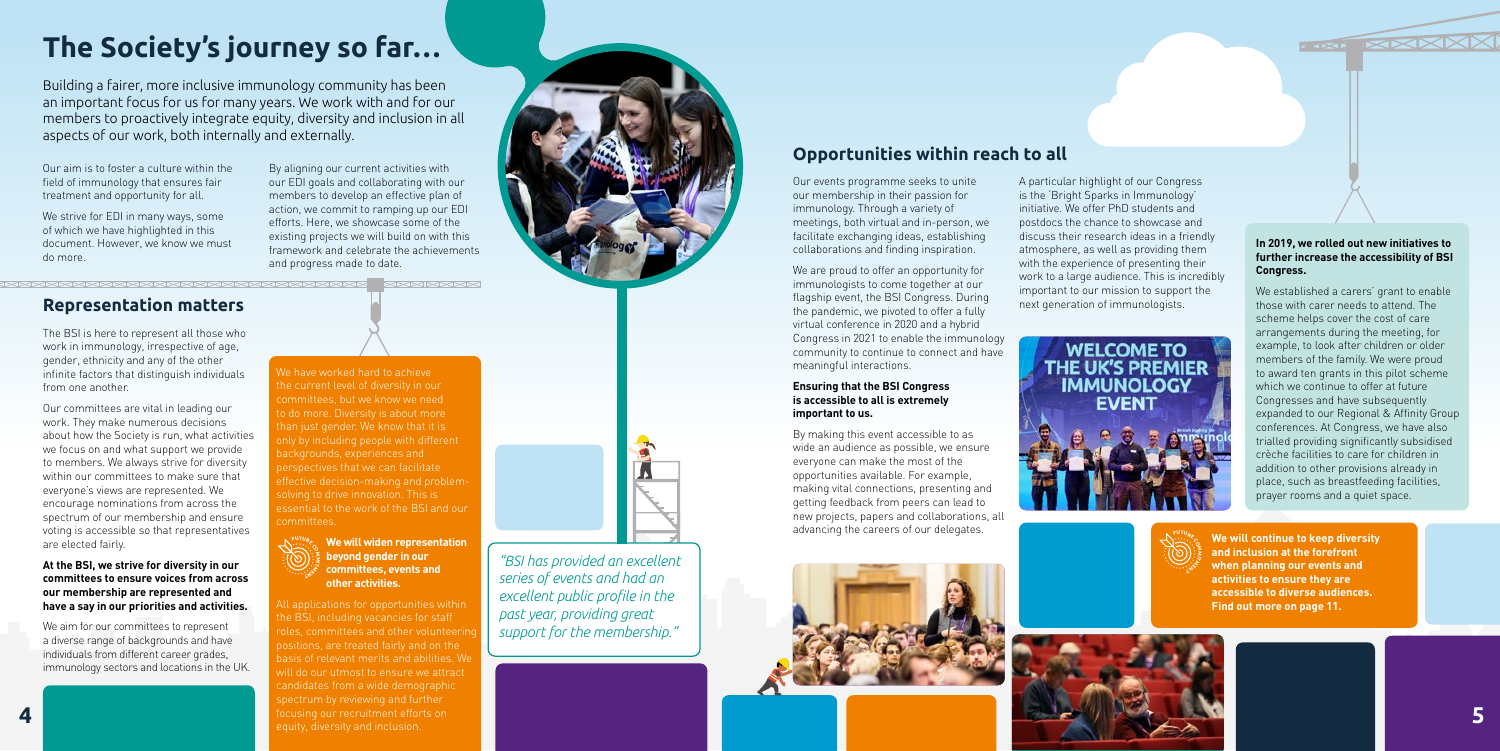# The Society's journey so far…

Building a fairer, more inclusive immunology community has been an important focus for us for many years. We work with and for our members to proactively integrate equity, diversity and inclusion in all aspects of our work, both internally and externally.

Our aim is to foster a culture within the field of immunology that ensures fair treatment and opportunity for all.

We strive for EDI in many ways, some of which we have highlighted in this document. However, we know we must do more.

By aligning our current activities with our EDI goals and collaborating with our members to develop an effective plan of action, we commit to ramping up our EDI efforts. Here, we showcase some of the existing projects we will build on with this framework and celebrate the achievements and progress made to date.

## Representation matters

The BSI is here to represent all those who work in immunology, irrespective of age, gender, ethnicity and any of the other infinite factors that distinguish individuals from one another.

Our committees are vital in leading our work. They make numerous decisions about how the Society is run, what activities we focus on and what support we provide to members. We always strive for diversity within our committees to make sure that everyone's views are represented. We encourage nominations from across the spectrum of our membership and ensure voting is accessible so that representatives are elected fairly.

**At the BSI, we strive for diversity in our committees to ensure voices from across our membership are represented and have a say in our priorities and activities.**

We aim for our committees to represent a diverse range of backgrounds and have individuals from different career grades, immunology sectors and locations in the UK.

We have worked hard to achieve the current level of diversity in our committees, but we know we need to do more. Diversity is about more than just gender. We know that it is only by including people with different backgrounds, experiences and perspectives that we can facilitate effective decision-making and problem-solving to drive innovation. This is essential to the work of the BSI and our committees.

**We will widen representation beyond gender in our committees, events and other activities.**

All applications for opportunities within the BSI, including vacancies for staff roles, committees and other volunteering positions, are treated fairly and on the basis of relevant merits and abilities. We will do our utmost to ensure we attract candidates from a wide demographic spectrum by reviewing and further focusing our recruitment efforts on equity, diversity and inclusion.

*"BSI has provided an excellent series of events and had an excellent public profile in the past year, providing great support for the membership."*

## Opportunities within reach to all

Our events programme seeks to unite our membership in their passion for immunology. Through a variety of meetings, both virtual and in-person, we facilitate exchanging ideas, establishing collaborations and finding inspiration.

We are proud to offer an opportunity for immunologists to come together at our flagship event, the BSI Congress. During the pandemic, we pivoted to offer a fully virtual conference in 2020 and a hybrid Congress in 2021 to enable the immunology community to continue to connect and have meaningful interactions.

**Ensuring that the BSI Congress is accessible to all is extremely important to us.**

By making this event accessible to as wide an audience as possible, we ensure everyone can make the most of the opportunities available. For example, making vital connections, presenting and getting feedback from peers can lead to new projects, papers and collaborations, all advancing the careers of our delegates.

A particular highlight of our Congress is the 'Bright Sparks in Immunology' initiative. We offer PhD students and postdocs the chance to showcase and discuss their research ideas in a friendly atmosphere, as well as providing them with the experience of presenting their work to a large audience. This is incredibly important to our mission to support the next generation of immunologists.

**In 2019, we rolled out new initiatives to further increase the accessibility of BSI Congress.**

We established a carers' grant to enable those with carer needs to attend. The scheme helps cover the cost of care arrangements during the meeting, for example, to look after children or older members of the family. We were proud to award ten grants in this pilot scheme which we continue to offer at future Congresses and have subsequently expanded to our Regional & Affinity Group conferences. At Congress, we have also trialled providing significantly subsidised crèche facilities to care for children in addition to other provisions already in place, such as breastfeeding facilities, prayer rooms and a quiet space.

**We will continue to keep diversity and inclusion at the forefront when planning our events and activities to ensure they are accessible to diverse audiences. Find out more on page 11.**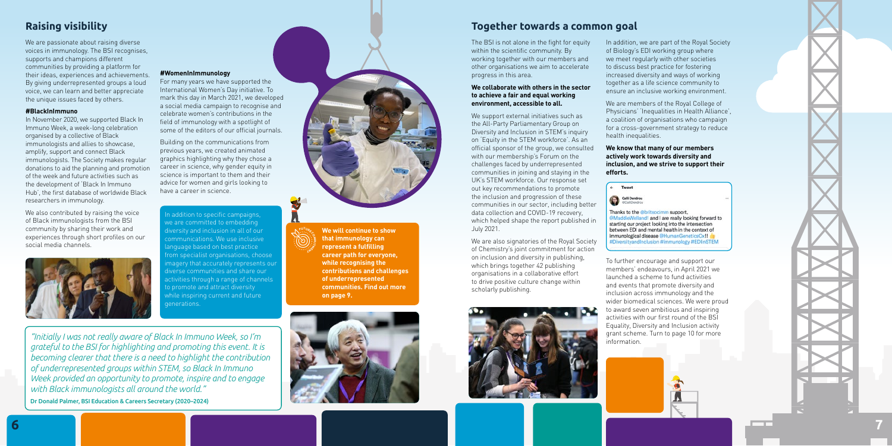## Raising visibility

We are passionate about raising diverse voices in immunology. The BSI recognises, supports and champions different communities by providing a platform for their ideas, experiences and achievements. By giving underrepresented groups a loud voice, we can learn and better appreciate the unique issues faced by others.

**#BlackInImmuno**

In November 2020, we supported Black In Immuno Week, a week-long celebration organised by a collective of Black immunologists and allies to showcase, amplify, support and connect Black immunologists. The Society makes regular donations to aid the planning and promotion of the week and future activities such as the development of 'Black In Immuno Hub', the first database of worldwide Black researchers in immunology.

We also contributed by raising the voice of Black immunologists from the BSI community by sharing their work and experiences through short profiles on our social media channels.

**#WomenInImmunology**

For many years we have supported the International Women's Day initiative. To mark this day in March 2021, we developed a social media campaign to recognise and celebrate women's contributions in the field of immunology with a spotlight of some of the editors of our official journals.

Building on the communications from previous years, we created animated graphics highlighting why they chose a career in science, why gender equity in science is important to them and their advice for women and girls looking to have a career in science.

In addition to specific campaigns, we are committed to embedding diversity and inclusion in all of our communications. We use inclusive language based on best practice from specialist organisations, choose imagery that accurately represents our diverse communities and share our activities through a range of channels to promote and attract diversity while inspiring current and future generations.

**We will continue to show that immunology can represent a fulfilling career path for everyone, while recognising the contributions and challenges of underrepresented communities. Find out more on page 9.**

*"Initially I was not really aware of Black In Immuno Week, so I'm grateful to the BSI for highlighting and promoting this event. It is becoming clearer that there is a need to highlight the contribution of underrepresented groups within STEM, so Black In Immuno Week provided an opportunity to promote, inspire and to engage with Black immunologists all around the world."*

Dr Donald Palmer, BSI Education & Careers Secretary (2020–2024)

## Together towards a common goal

The BSI is not alone in the fight for equity within the scientific community. By working together with our members and other organisations we aim to accelerate progress in this area.

**We collaborate with others in the sector to achieve a fair and equal working environment, accessible to all.**

We support external initiatives such as the All-Party Parliamentary Group on Diversity and Inclusion in STEM's inquiry on 'Equity in the STEM workforce'. As an official sponsor of the group, we consulted with our membership's Forum on the challenges faced by underrepresented communities in joining and staying in the UK's STEM workforce. Our response set out key recommendations to promote the inclusion and progression of these communities in our sector, including better data collection and COVID-19 recovery, which helped shape the report published in July 2021.

We are also signatories of the Royal Society of Chemistry's joint commitment for action on inclusion and diversity in publishing, which brings together 42 publishing organisations in a collaborative effort to drive positive culture change within scholarly publishing.

In addition, we are part of the Royal Society of Biology's EDI working group where we meet regularly with other societies to discuss best practice for fostering increased diversity and ways of working together as a life science community to ensure an inclusive working environment.

We are members of the Royal College of Physicians' 'Inequalities in Health Alliance', a coalition of organisations who campaign for a cross-government strategy to reduce health inequalities.

**We know that many of our members actively work towards diversity and inclusion, and we strive to support their efforts.**

Tweet

Calli Dendrou @CalliDendrou

Thanks to the @britsocimm support, @MaddieWelland! and I are really looking forward to starting our project looking into the intersection between EDI and mental health in the context of immunological disease @HumanGeneticsOx!! #DiversityandInclusion #Immunology #EDInSTEM

To further encourage and support our members' endeavours, in April 2021 we launched a scheme to fund activities and events that promote diversity and inclusion across immunology and the wider biomedical sciences. We were proud to award seven ambitious and inspiring activities with our first round of the BSI Equality, Diversity and Inclusion activity grant scheme. Turn to page 10 for more information.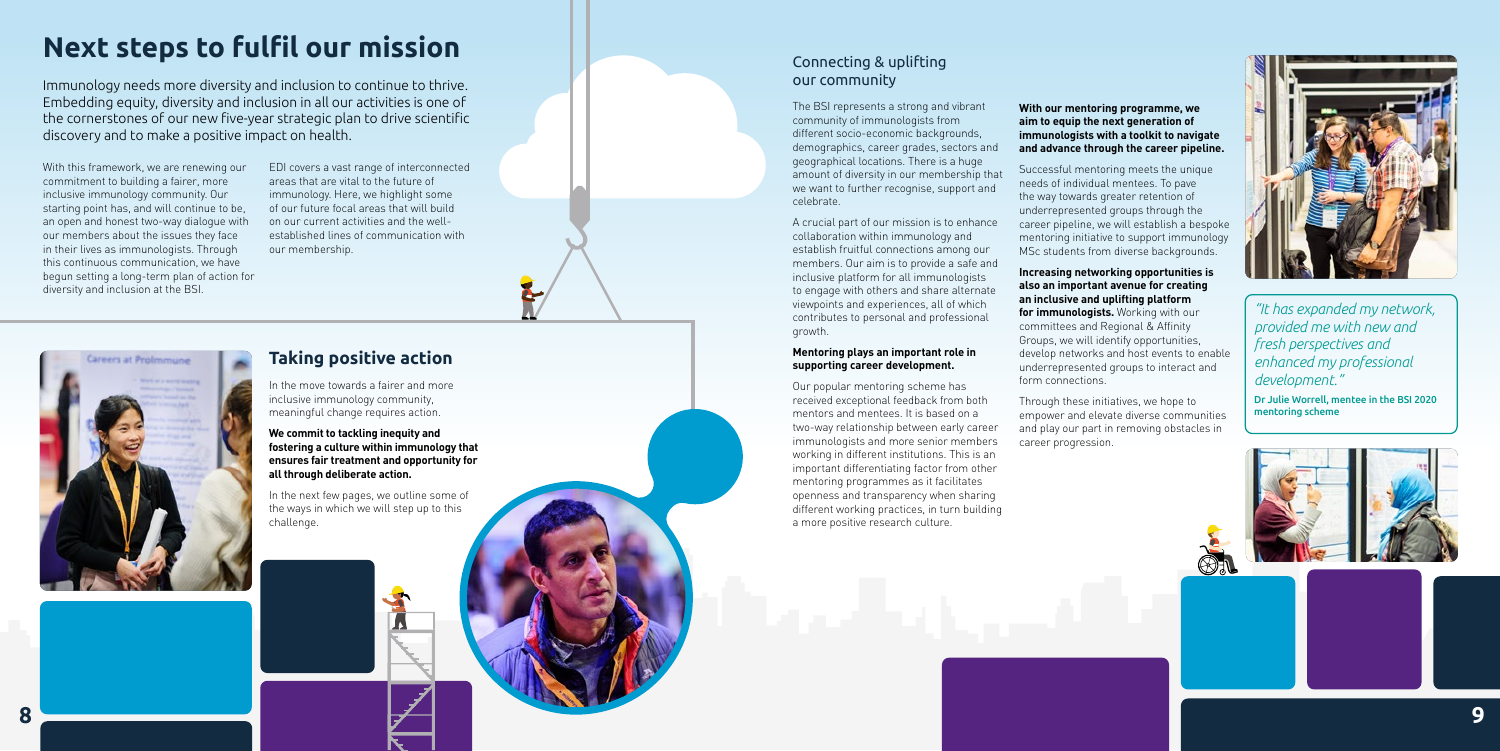# Next steps to fulfil our mission

Immunology needs more diversity and inclusion to continue to thrive. Embedding equity, diversity and inclusion in all our activities is one of the cornerstones of our new five-year strategic plan to drive scientific discovery and to make a positive impact on health.

With this framework, we are renewing our commitment to building a fairer, more inclusive immunology community. Our starting point has, and will continue to be, an open and honest two-way dialogue with our members about the issues they face in their lives as immunologists. Through this continuous communication, we have begun setting a long-term plan of action for diversity and inclusion at the BSI.

EDI covers a vast range of interconnected areas that are vital to the future of immunology. Here, we highlight some of our future focal areas that will build on our current activities and the well-established lines of communication with our membership.

## Taking positive action

In the move towards a fairer and more inclusive immunology community, meaningful change requires action.

**We commit to tackling inequity and fostering a culture within immunology that ensures fair treatment and opportunity for all through deliberate action.**

In the next few pages, we outline some of the ways in which we will step up to this challenge.

## Connecting & uplifting our community

The BSI represents a strong and vibrant community of immunologists from different socio-economic backgrounds, demographics, career grades, sectors and geographical locations. There is a huge amount of diversity in our membership that we want to further recognise, support and celebrate.

A crucial part of our mission is to enhance collaboration within immunology and establish fruitful connections among our members. Our aim is to provide a safe and inclusive platform for all immunologists to engage with others and share alternate viewpoints and experiences, all of which contributes to personal and professional growth.

**Mentoring plays an important role in supporting career development.**

Our popular mentoring scheme has received exceptional feedback from both mentors and mentees. It is based on a two-way relationship between early career immunologists and more senior members working in different institutions. This is an important differentiating factor from other mentoring programmes as it facilitates openness and transparency when sharing different working practices, in turn building a more positive research culture.

**With our mentoring programme, we aim to equip the next generation of immunologists with a toolkit to navigate and advance through the career pipeline.**

Successful mentoring meets the unique needs of individual mentees. To pave the way towards greater retention of underrepresented groups through the career pipeline, we will establish a bespoke mentoring initiative to support immunology MSc students from diverse backgrounds.

**Increasing networking opportunities is also an important avenue for creating an inclusive and uplifting platform for immunologists.** Working with our committees and Regional & Affinity Groups, we will identify opportunities, develop networks and host events to enable underrepresented groups to interact and form connections.

Through these initiatives, we hope to empower and elevate diverse communities and play our part in removing obstacles in career progression.

*"It has expanded my network, provided me with new and fresh perspectives and enhanced my professional development."*

**Dr Julie Worrell, mentee in the BSI 2020 mentoring scheme**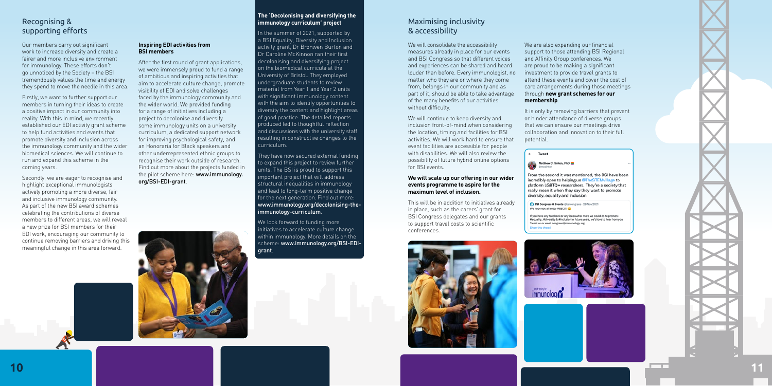## Recognising & supporting efforts

Our members carry out significant work to increase diversity and create a fairer and more inclusive environment for immunology. These efforts don't go unnoticed by the Society – the BSI tremendously values the time and energy they spend to move the needle in this area.

Firstly, we want to further support our members in turning their ideas to create a positive impact in our community into reality. With this in mind, we recently established our EDI activity grant scheme to help fund activities and events that promote diversity and inclusion across the immunology community and the wider biomedical sciences. We will continue to run and expand this scheme in the coming years.

Secondly, we are eager to recognise and highlight exceptional immunologists actively promoting a more diverse, fair and inclusive immunology community. As part of the new BSI award schemes celebrating the contributions of diverse members to different areas, we will reveal a new prize for BSI members for their EDI work, encouraging our community to continue removing barriers and driving this meaningful change in this area forward.

**Inspiring EDI activities from BSI members**

After the first round of grant applications, we were immensely proud to fund a range of ambitious and inspiring activities that aim to accelerate culture change, promote visibility of EDI and solve challenges faced by the immunology community and the wider world. We provided funding for a range of initiatives including a project to decolonise and diversify some immunology units on a university curriculum, a dedicated support network for improving psychological safety, and an Honoraria for Black speakers and other underrepresented ethnic groups to recognise their work outside of research. Find out more about the projects funded in the pilot scheme here: **www.immunology.org/BSI-EDI-grant**.

**The 'Decolonising and diversifying the immunology curriculum' project**

In the summer of 2021, supported by a BSI Equality, Diversity and Inclusion activity grant, Dr Bronwen Burton and Dr Caroline McKinnon ran their first decolonising and diversifying project on the biomedical curricula at the University of Bristol. They employed undergraduate students to review material from Year 1 and Year 2 units with significant immunology content with the aim to identify opportunities to diversity the content and highlight areas of good practice. The detailed reports produced led to thoughtful reflection and discussions with the university staff resulting in constructive changes to the curriculum.

They have now secured external funding to expand this project to review further units. The BSI is proud to support this important project that will address structural inequalities in immunology and lead to long-term positive change for the next generation. Find out more: **www.immunology.org/decolonising-the-immunology-curriculum**.

We look forward to funding more initiatives to accelerate culture change within immunology. More details on the scheme: **www.immunology.org/BSI-EDI-grant**.

## Maximising inclusivity & accessibility

We will consolidate the accessibility measures already in place for our events and BSI Congress so that different voices and experiences can be shared and heard louder than before. Every immunologist, no matter who they are or where they come from, belongs in our community and as part of it, should be able to take advantage of the many benefits of our activities without difficulty.

We will continue to keep diversity and inclusion front-of-mind when considering the location, timing and facilities for BSI activities. We will work hard to ensure that event facilities are accessible for people with disabilities. We will also review the possibility of future hybrid online options for BSI events.

**We will scale up our offering in our wider events programme to aspire for the maximum level of inclusion.**

This will be in addition to initiatives already in place, such as the carers' grant for BSI Congress delegates and our grants to support travel costs to scientific conferences.

We are also expanding our financial support to those attending BSI Regional and Affinity Group conferences. We are proud to be making a significant investment to provide travel grants to attend these events and cover the cost of care arrangements during those meetings through **new grant schemes for our membership**.

It is only by removing barriers that prevent or hinder attendance of diverse groups that we can ensure our meetings drive collaboration and innovation to their full potential.

Tweet

Matthew C. Sinton, PhD
@mcsinton

From the second it was mentioned, the BSI have been incredibly open to helping us @TheSTEMvillage to platform LGBTQ+ researchers. They're a society that really mean it when they say they want to promote diversity, equality and inclusion

BSI Congress & Events @bsicongress · 26 Nov 2021
We hope you all enjoy #BSI21!

If you have any feedback or any ideas what more we could do to promote #equality, #diversity & #inclusion in future years, we'd love to hear from you. Tweet us or email congress@immunology.org
Show this thread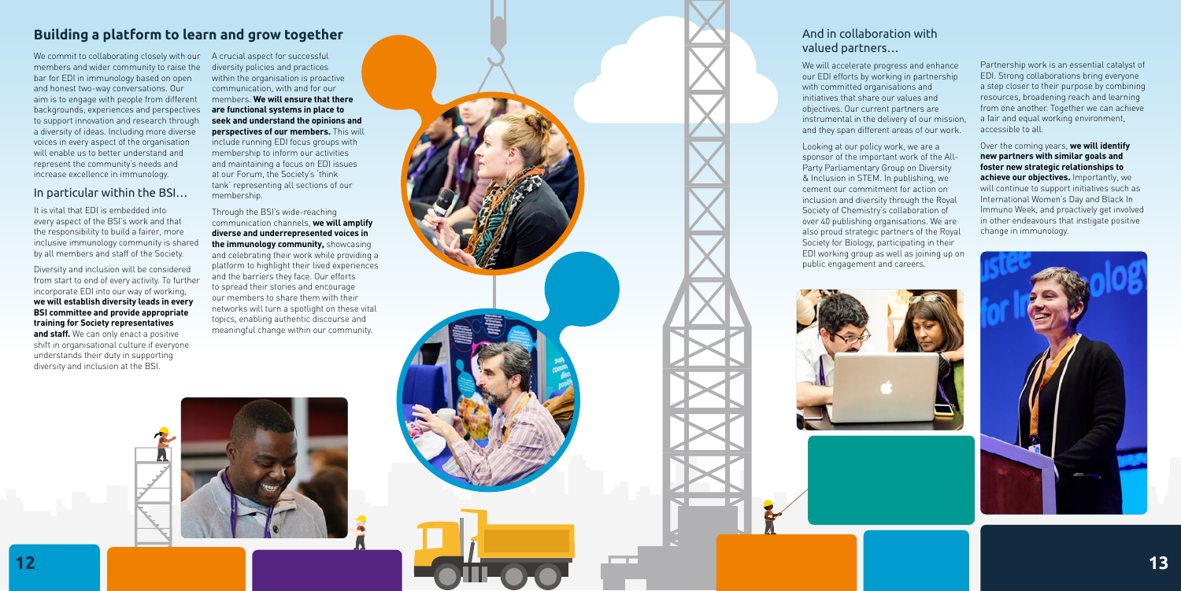## Building a platform to learn and grow together

We commit to collaborating closely with our members and wider community to raise the bar for EDI in immunology based on open and honest two-way conversations. Our aim is to engage with people from different backgrounds, experiences and perspectives to support innovation and research through a diversity of ideas. Including more diverse voices in every aspect of the organisation will enable us to better understand and represent the community's needs and increase excellence in immunology.

### In particular within the BSI…

It is vital that EDI is embedded into every aspect of the BSI's work and that the responsibility to build a fairer, more inclusive immunology community is shared by all members and staff of the Society.

Diversity and inclusion will be considered from start to end of every activity. To further incorporate EDI into our way of working, **we will establish diversity leads in every BSI committee and provide appropriate training for Society representatives and staff.** We can only enact a positive shift in organisational culture if everyone understands their duty in supporting diversity and inclusion at the BSI.

A crucial aspect for successful diversity policies and practices within the organisation is proactive communication, with and for our members. **We will ensure that there are functional systems in place to seek and understand the opinions and perspectives of our members.** This will include running EDI focus groups with membership to inform our activities and maintaining a focus on EDI issues at our Forum, the Society's 'think tank' representing all sections of our membership.

Through the BSI's wide-reaching communication channels, **we will amplify diverse and underrepresented voices in the immunology community,** showcasing and celebrating their work while providing a platform to highlight their lived experiences and the barriers they face. Our efforts to spread their stories and encourage our members to share them with their networks will turn a spotlight on these vital topics, enabling authentic discourse and meaningful change within our community.

### And in collaboration with valued partners…

We will accelerate progress and enhance our EDI efforts by working in partnership with committed organisations and initiatives that share our values and objectives. Our current partners are instrumental in the delivery of our mission, and they span different areas of our work.

Looking at our policy work, we are a sponsor of the important work of the All-Party Parliamentary Group on Diversity & Inclusion in STEM. In publishing, we cement our commitment for action on inclusion and diversity through the Royal Society of Chemistry's collaboration of over 40 publishing organisations. We are also proud strategic partners of the Royal Society for Biology, participating in their EDI working group as well as joining up on public engagement and careers.

Partnership work is an essential catalyst of EDI. Strong collaborations bring everyone a step closer to their purpose by combining resources, broadening reach and learning from one another. Together we can achieve a fair and equal working environment, accessible to all.

Over the coming years, **we will identify new partners with similar goals and foster new strategic relationships to achieve our objectives.** Importantly, we will continue to support initiatives such as International Women's Day and Black In Immuno Week, and proactively get involved in other endeavours that instigate positive change in immunology.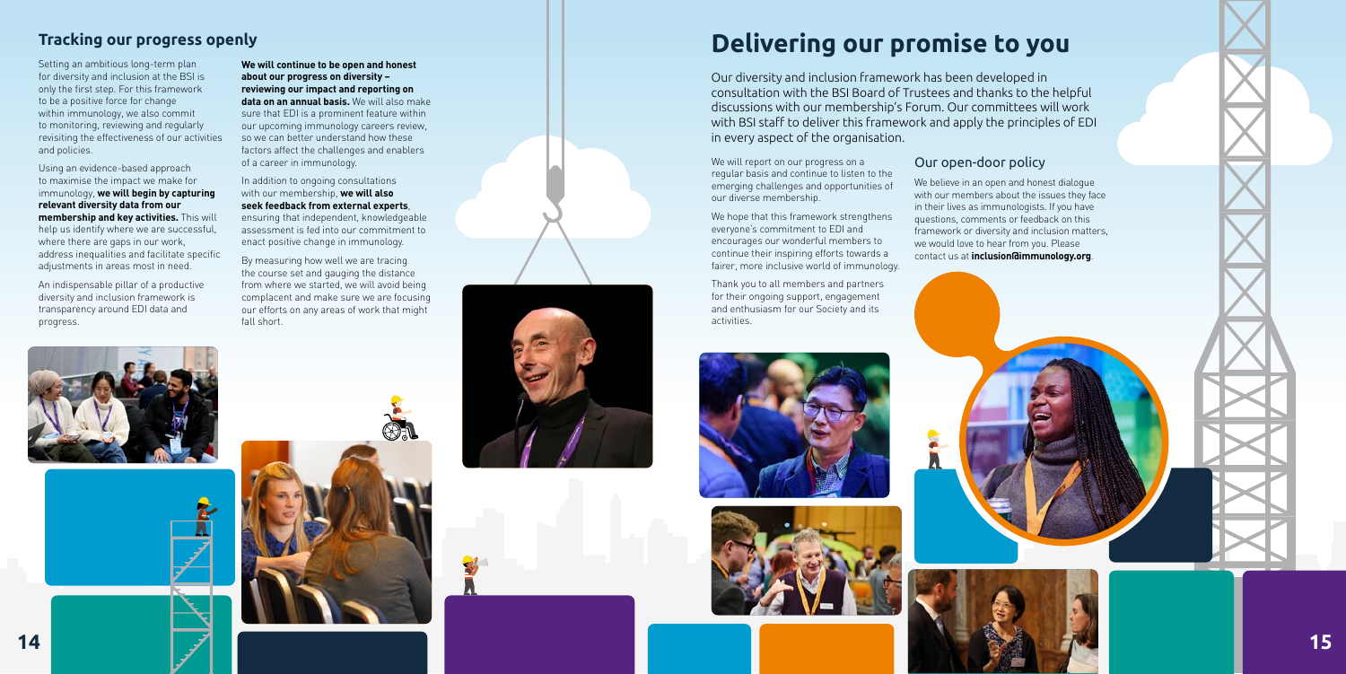## Tracking our progress openly

Setting an ambitious long-term plan for diversity and inclusion at the BSI is only the first step. For this framework to be a positive force for change within immunology, we also commit to monitoring, reviewing and regularly revisiting the effectiveness of our activities and policies.

Using an evidence-based approach to maximise the impact we make for immunology, **we will begin by capturing relevant diversity data from our membership and key activities.** This will help us identify where we are successful, where there are gaps in our work, address inequalities and facilitate specific adjustments in areas most in need.

An indispensable pillar of a productive diversity and inclusion framework is transparency around EDI data and progress.

**We will continue to be open and honest about our progress on diversity – reviewing our impact and reporting on data on an annual basis.** We will also make sure that EDI is a prominent feature within our upcoming immunology careers review, so we can better understand how these factors affect the challenges and enablers of a career in immunology.

In addition to ongoing consultations with our membership, **we will also seek feedback from external experts**, ensuring that independent, knowledgeable assessment is fed into our commitment to enact positive change in immunology.

By measuring how well we are tracing the course set and gauging the distance from where we started, we will avoid being complacent and make sure we are focusing our efforts on any areas of work that might fall short.

# Delivering our promise to you

Our diversity and inclusion framework has been developed in consultation with the BSI Board of Trustees and thanks to the helpful discussions with our membership's Forum. Our committees will work with BSI staff to deliver this framework and apply the principles of EDI in every aspect of the organisation.

We will report on our progress on a regular basis and continue to listen to the emerging challenges and opportunities of our diverse membership.

We hope that this framework strengthens everyone's commitment to EDI and encourages our wonderful members to continue their inspiring efforts towards a fairer, more inclusive world of immunology.

Thank you to all members and partners for their ongoing support, engagement and enthusiasm for our Society and its activities.

### Our open-door policy

We believe in an open and honest dialogue with our members about the issues they face in their lives as immunologists. If you have questions, comments or feedback on this framework or diversity and inclusion matters, we would love to hear from you. Please contact us at **inclusion@immunology.org**.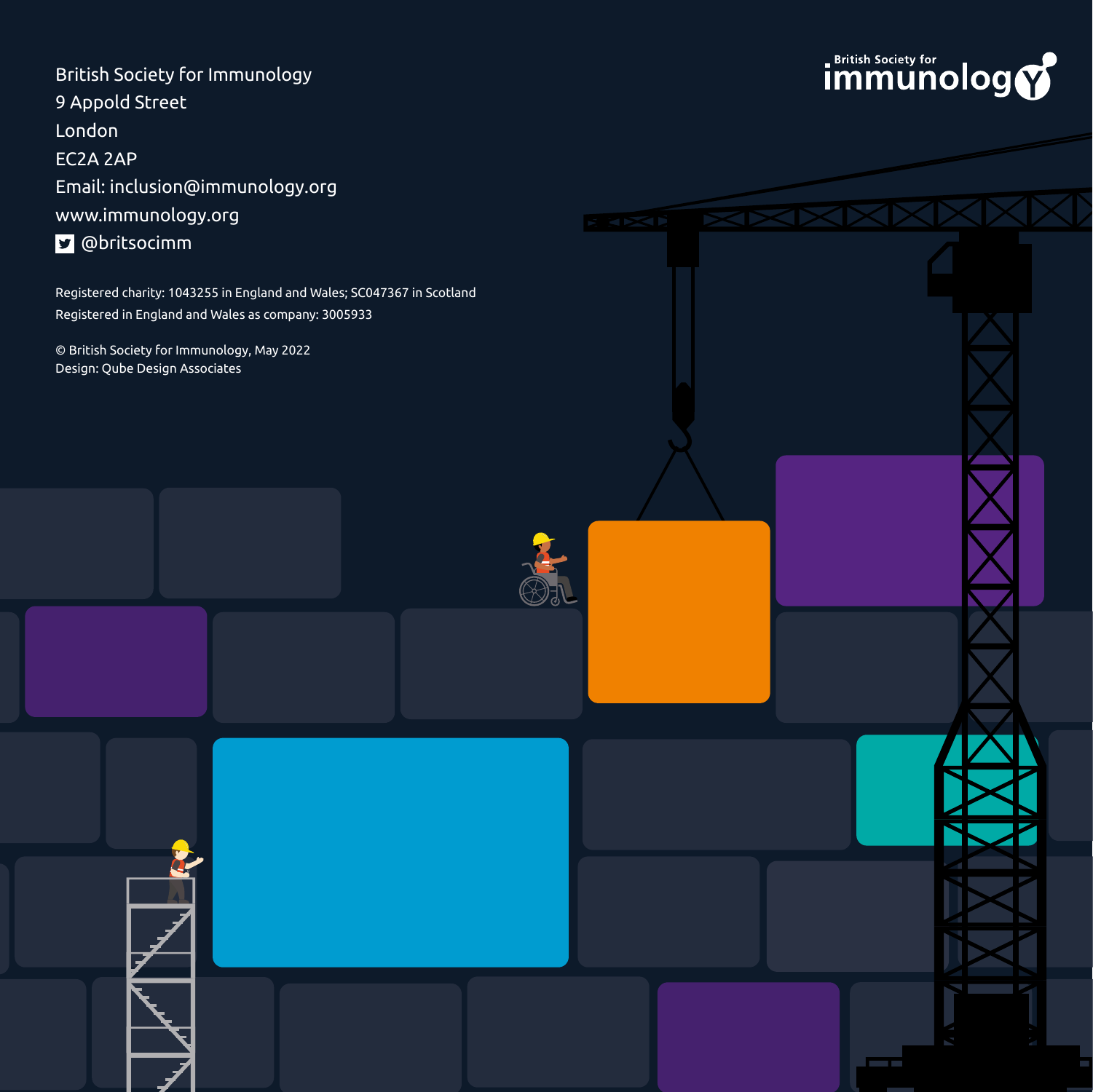British Society for Immunology
9 Appold Street
London
EC2A 2AP
Email: inclusion@immunology.org
www.immunology.org
@britsocimm

Registered charity: 1043255 in England and Wales; SC047367 in Scotland
Registered in England and Wales as company: 3005933

© British Society for Immunology, May 2022
Design: Qube Design Associates

British Society for immunology